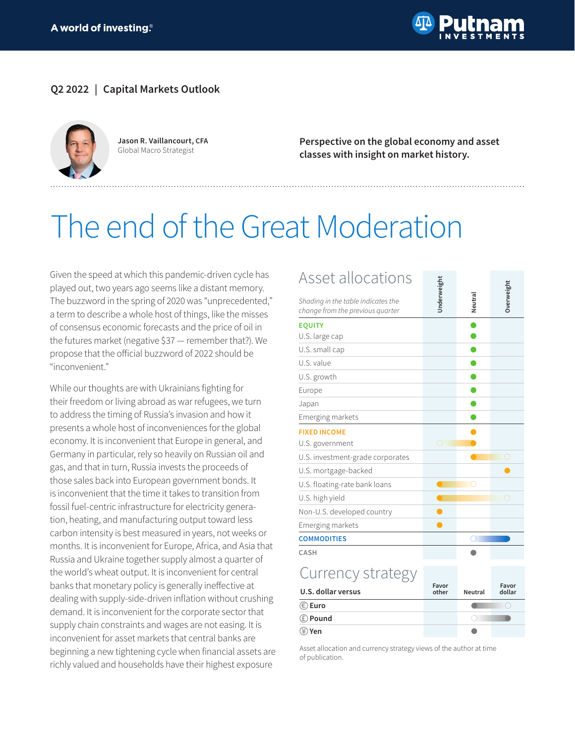A world of investing.®

Putnam INVESTMENTS

Q2 2022 | Capital Markets Outlook

**Jason R. Vaillancourt, CFA**
Global Macro Strategist

**Perspective on the global economy and asset classes with insight on market history.**

# The end of the Great Moderation

Given the speed at which this pandemic-driven cycle has played out, two years ago seems like a distant memory. The buzzword in the spring of 2020 was "unprecedented," a term to describe a whole host of things, like the misses of consensus economic forecasts and the price of oil in the futures market (negative $37 — remember that?). We propose that the official buzzword of 2022 should be "inconvenient."

While our thoughts are with Ukrainians fighting for their freedom or living abroad as war refugees, we turn to address the timing of Russia's invasion and how it presents a whole host of inconveniences for the global economy. It is inconvenient that Europe in general, and Germany in particular, rely so heavily on Russian oil and gas, and that in turn, Russia invests the proceeds of those sales back into European government bonds. It is inconvenient that the time it takes to transition from fossil fuel-centric infrastructure for electricity generation, heating, and manufacturing output toward less carbon intensity is best measured in years, not weeks or months. It is inconvenient for Europe, Africa, and Asia that Russia and Ukraine together supply almost a quarter of the world's wheat output. It is inconvenient for central banks that monetary policy is generally ineffective at dealing with supply-side-driven inflation without crushing demand. It is inconvenient for the corporate sector that supply chain constraints and wages are not easing. It is inconvenient for asset markets that central banks are beginning a new tightening cycle when financial assets are richly valued and households have their highest exposure

## Asset allocations

*Shading in the table indicates the change from the previous quarter*

| | Underweight | Neutral | Overweight |
|---|---|---|---|
| **EQUITY** | | ● | |
| U.S. large cap | | ● | |
| U.S. small cap | | ● | |
| U.S. value | | ● | |
| U.S. growth | | ● | |
| Europe | | ● | |
| Japan | | ● | |
| Emerging markets | | ● | |
| **FIXED INCOME** | | ● | |
| U.S. government | ○ (previous) | ● | |
| U.S. investment-grade corporates | | ● | ○ (previous) |
| U.S. mortgage-backed | | | ● |
| U.S. floating-rate bank loans | ● | ○ (previous) | |
| U.S. high yield | ● | | ○ (previous) |
| Non-U.S. developed country | ● | | |
| Emerging markets | ● | | |
| **COMMODITIES** | | ○ (previous) | ● |
| **CASH** | | ● | |

## Currency strategy

| U.S. dollar versus | Favor other | Neutral | Favor dollar |
|---|---|---|---|
| € Euro | | ● | ○ (previous) |
| £ Pound | | ○ (previous) | ● |
| ¥ Yen | | ● | |

Asset allocation and currency strategy views of the author at time of publication.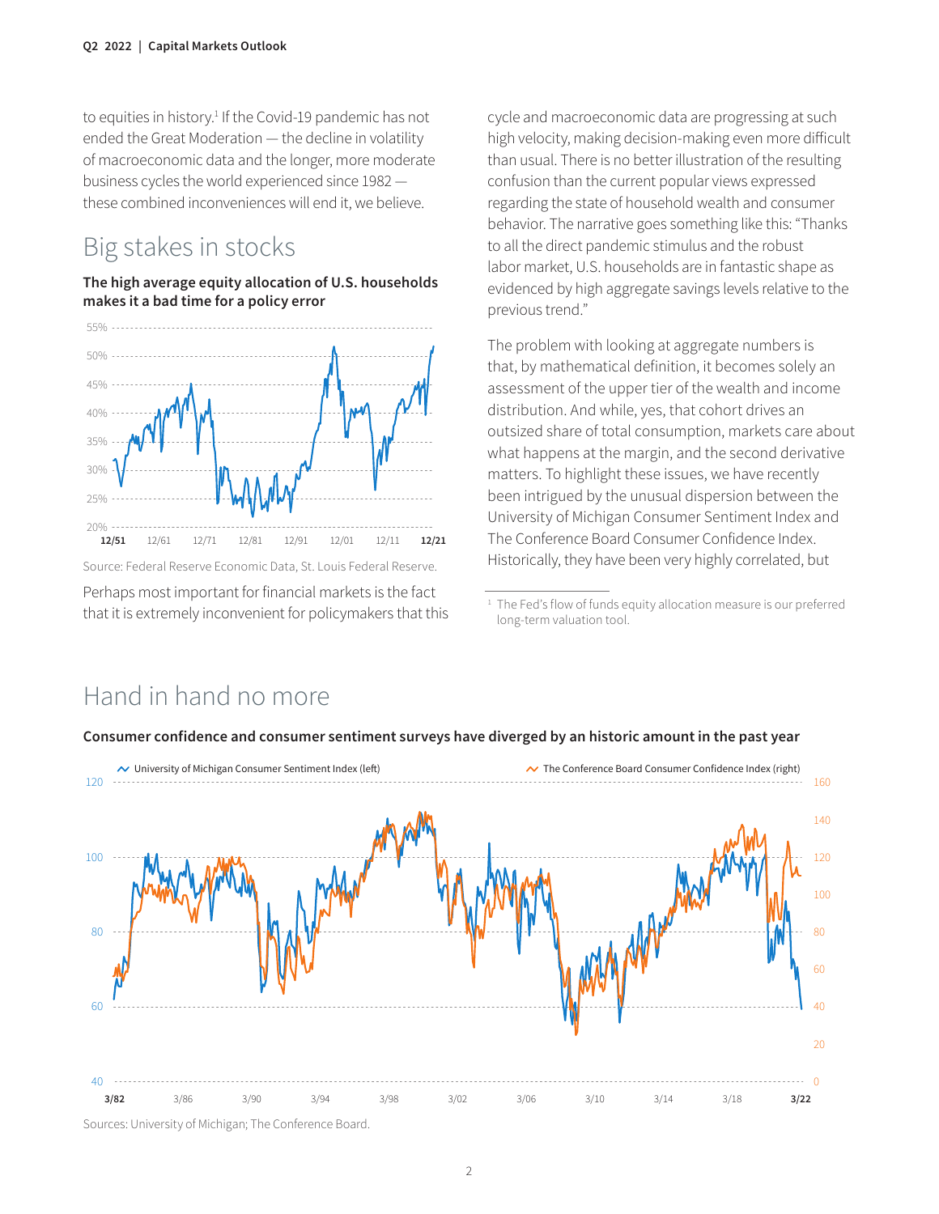to equities in history.[1] If the Covid-19 pandemic has not ended the Great Moderation — the decline in volatility of macroeconomic data and the longer, more moderate business cycles the world experienced since 1982 — these combined inconveniences will end it, we believe.

## Big stakes in stocks

**The high average equity allocation of U.S. households makes it a bad time for a policy error**

Source: Federal Reserve Economic Data, St. Louis Federal Reserve.

Perhaps most important for financial markets is the fact that it is extremely inconvenient for policymakers that this cycle and macroeconomic data are progressing at such high velocity, making decision-making even more difficult than usual. There is no better illustration of the resulting confusion than the current popular views expressed regarding the state of household wealth and consumer behavior. The narrative goes something like this: "Thanks to all the direct pandemic stimulus and the robust labor market, U.S. households are in fantastic shape as evidenced by high aggregate savings levels relative to the previous trend."

The problem with looking at aggregate numbers is that, by mathematical definition, it becomes solely an assessment of the upper tier of the wealth and income distribution. And while, yes, that cohort drives an outsized share of total consumption, markets care about what happens at the margin, and the second derivative matters. To highlight these issues, we have recently been intrigued by the unusual dispersion between the University of Michigan Consumer Sentiment Index and The Conference Board Consumer Confidence Index. Historically, they have been very highly correlated, but

[1] The Fed's flow of funds equity allocation measure is our preferred long-term valuation tool.

## Hand in hand no more

**Consumer confidence and consumer sentiment surveys have diverged by an historic amount in the past year**

Sources: University of Michigan; The Conference Board.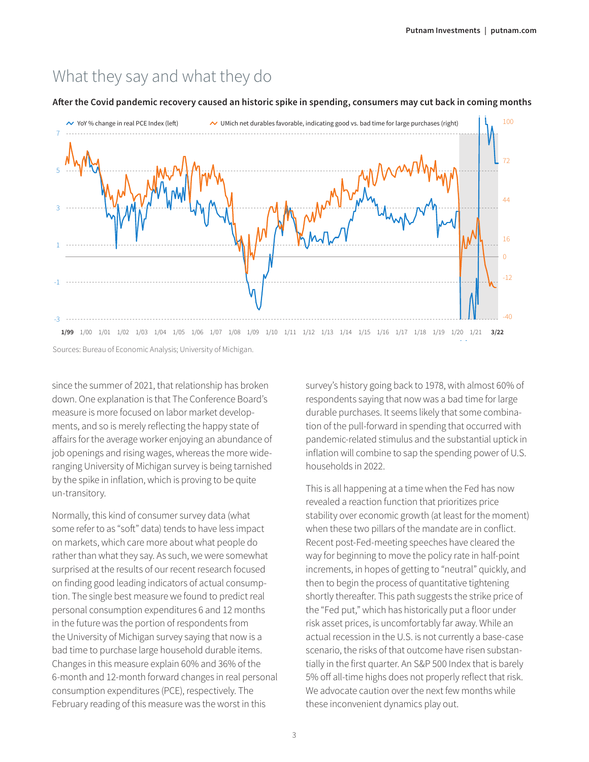## What they say and what they do

**After the Covid pandemic recovery caused an historic spike in spending, consumers may cut back in coming months**

Sources: Bureau of Economic Analysis; University of Michigan.

since the summer of 2021, that relationship has broken down. One explanation is that The Conference Board's measure is more focused on labor market developments, and so is merely reflecting the happy state of affairs for the average worker enjoying an abundance of job openings and rising wages, whereas the more wide-ranging University of Michigan survey is being tarnished by the spike in inflation, which is proving to be quite un-transitory.

Normally, this kind of consumer survey data (what some refer to as "soft" data) tends to have less impact on markets, which care more about what people do rather than what they say. As such, we were somewhat surprised at the results of our recent research focused on finding good leading indicators of actual consumption. The single best measure we found to predict real personal consumption expenditures 6 and 12 months in the future was the portion of respondents from the University of Michigan survey saying that now is a bad time to purchase large household durable items. Changes in this measure explain 60% and 36% of the 6-month and 12-month forward changes in real personal consumption expenditures (PCE), respectively. The February reading of this measure was the worst in this survey's history going back to 1978, with almost 60% of respondents saying that now was a bad time for large durable purchases. It seems likely that some combination of the pull-forward in spending that occurred with pandemic-related stimulus and the substantial uptick in inflation will combine to sap the spending power of U.S. households in 2022.

This is all happening at a time when the Fed has now revealed a reaction function that prioritizes price stability over economic growth (at least for the moment) when these two pillars of the mandate are in conflict. Recent post-Fed-meeting speeches have cleared the way for beginning to move the policy rate in half-point increments, in hopes of getting to "neutral" quickly, and then to begin the process of quantitative tightening shortly thereafter. This path suggests the strike price of the "Fed put," which has historically put a floor under risk asset prices, is uncomfortably far away. While an actual recession in the U.S. is not currently a base-case scenario, the risks of that outcome have risen substantially in the first quarter. An S&P 500 Index that is barely 5% off all-time highs does not properly reflect that risk. We advocate caution over the next few months while these inconvenient dynamics play out.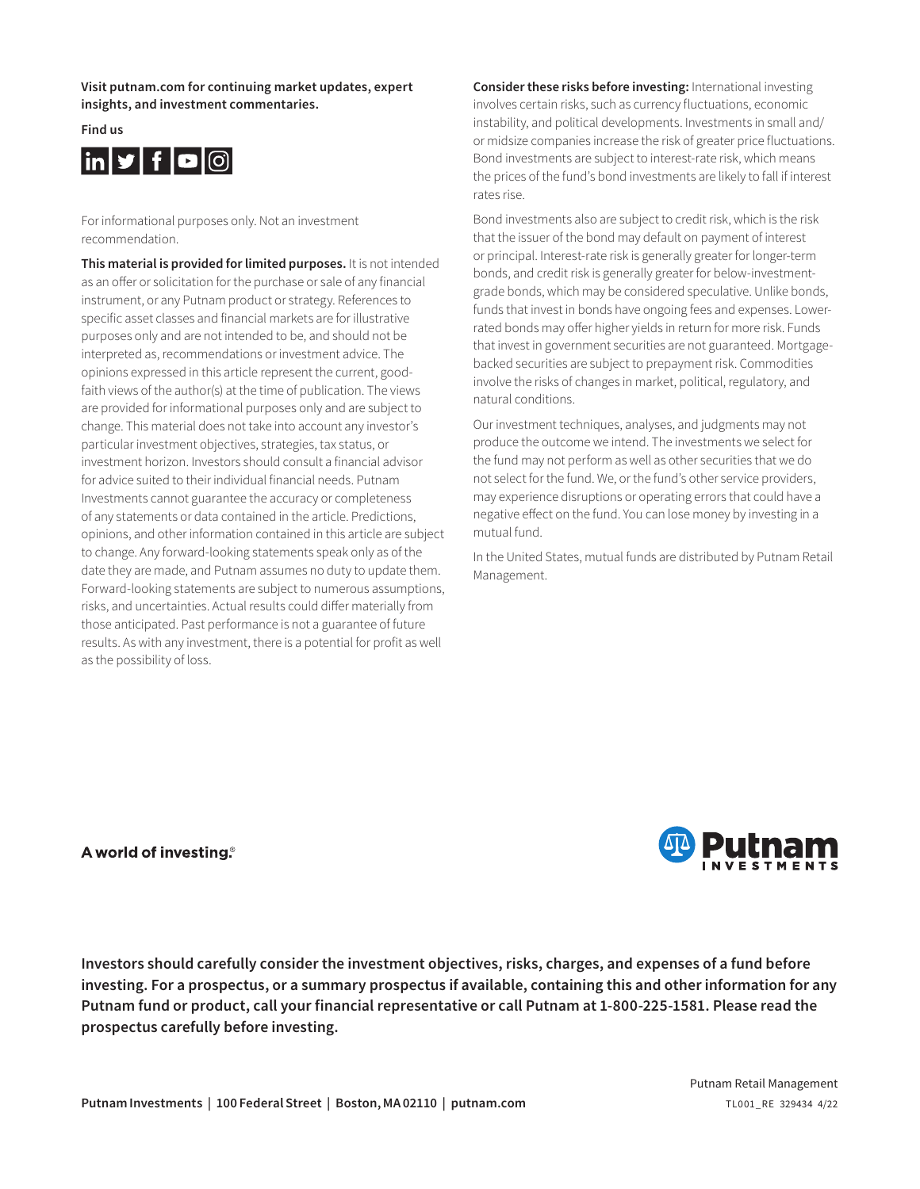**Visit putnam.com for continuing market updates, expert insights, and investment commentaries.**

**Find us**

For informational purposes only. Not an investment recommendation.

**This material is provided for limited purposes.** It is not intended as an offer or solicitation for the purchase or sale of any financial instrument, or any Putnam product or strategy. References to specific asset classes and financial markets are for illustrative purposes only and are not intended to be, and should not be interpreted as, recommendations or investment advice. The opinions expressed in this article represent the current, good-faith views of the author(s) at the time of publication. The views are provided for informational purposes only and are subject to change. This material does not take into account any investor's particular investment objectives, strategies, tax status, or investment horizon. Investors should consult a financial advisor for advice suited to their individual financial needs. Putnam Investments cannot guarantee the accuracy or completeness of any statements or data contained in the article. Predictions, opinions, and other information contained in this article are subject to change. Any forward-looking statements speak only as of the date they are made, and Putnam assumes no duty to update them. Forward-looking statements are subject to numerous assumptions, risks, and uncertainties. Actual results could differ materially from those anticipated. Past performance is not a guarantee of future results. As with any investment, there is a potential for profit as well as the possibility of loss.

**Consider these risks before investing:** International investing involves certain risks, such as currency fluctuations, economic instability, and political developments. Investments in small and/or midsize companies increase the risk of greater price fluctuations. Bond investments are subject to interest-rate risk, which means the prices of the fund's bond investments are likely to fall if interest rates rise.

Bond investments also are subject to credit risk, which is the risk that the issuer of the bond may default on payment of interest or principal. Interest-rate risk is generally greater for longer-term bonds, and credit risk is generally greater for below-investment-grade bonds, which may be considered speculative. Unlike bonds, funds that invest in bonds have ongoing fees and expenses. Lower-rated bonds may offer higher yields in return for more risk. Funds that invest in government securities are not guaranteed. Mortgage-backed securities are subject to prepayment risk. Commodities involve the risks of changes in market, political, regulatory, and natural conditions.

Our investment techniques, analyses, and judgments may not produce the outcome we intend. The investments we select for the fund may not perform as well as other securities that we do not select for the fund. We, or the fund's other service providers, may experience disruptions or operating errors that could have a negative effect on the fund. You can lose money by investing in a mutual fund.

In the United States, mutual funds are distributed by Putnam Retail Management.

**A world of investing.®**

Putnam INVESTMENTS

**Investors should carefully consider the investment objectives, risks, charges, and expenses of a fund before investing. For a prospectus, or a summary prospectus if available, containing this and other information for any Putnam fund or product, call your financial representative or call Putnam at 1-800-225-1581. Please read the prospectus carefully before investing.**

**Putnam Investments | 100 Federal Street | Boston, MA 02110 | putnam.com**

Putnam Retail Management

TL001_RE 329434 4/22